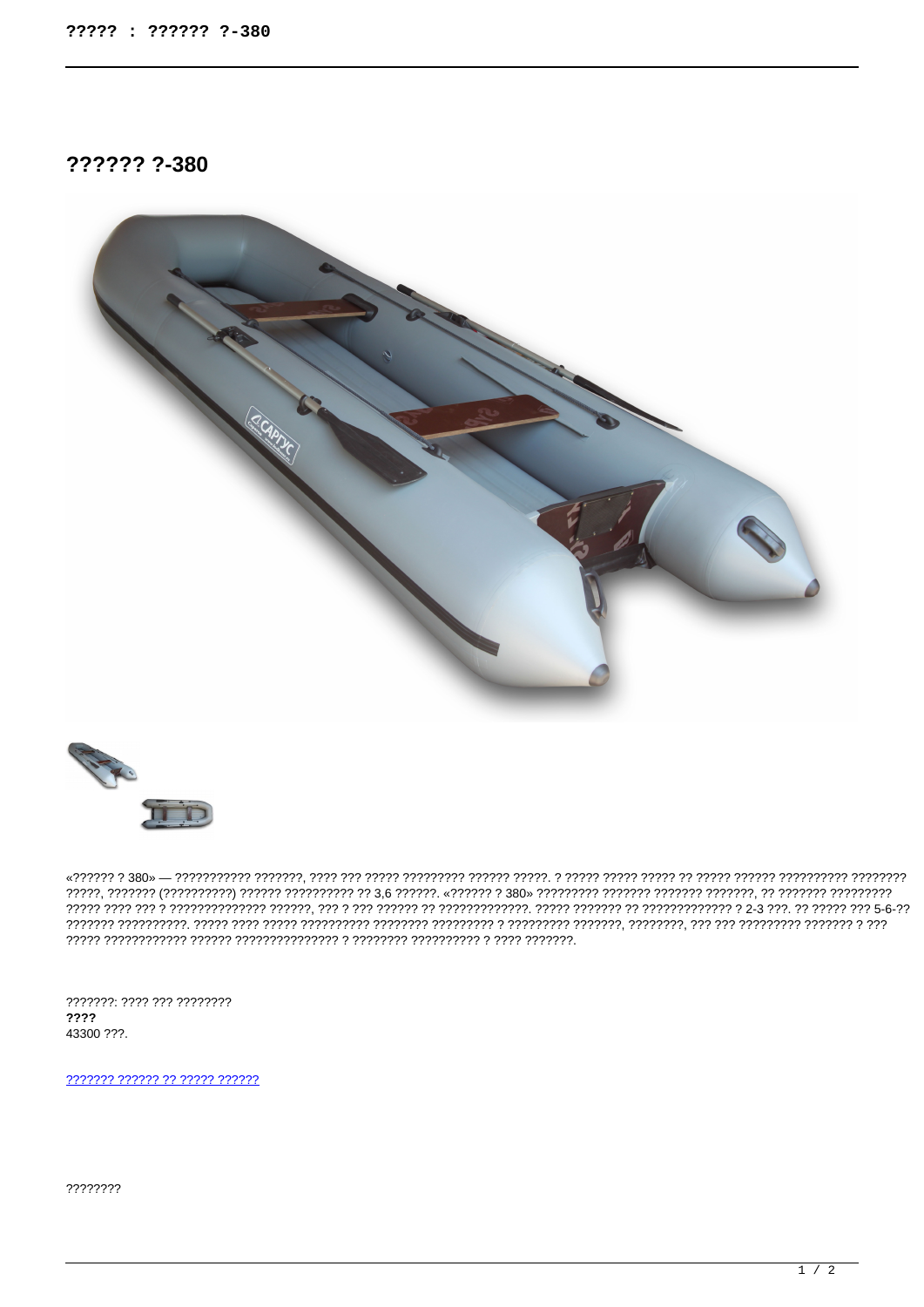# ?????? ?-380

«?????? ? 380» — ??????????? ???????, ???? ??? ????? ????????? ?????? ?????. ? ????? ????? ????? ?? ????? ?????? ?????????? ???????? ?????, ??????? (??????????) ?????? ?????????? ?? 3,6 ??????. «?????? ? 380» ????????? ??????? ??????? ???????, ?? ??????? ???????? ????? ???? ??? ? ?????????????? ??????, ??? ? ??? ?????? ?? ?????????????. ????? ??????? ?? ????????????? ? 2-3 ???. ?? ????? ??? 5-6-?? ??????? ??????????. ????? ???? ????? ?????????? ???????? ????????? ? ????????? ???????, ????????, ??? ??? ????????? ??????? ? ??? ????? ???????????? ?????? ??????????????? ? ???????? ?????????? ? ???? ???????.

???????: ???? ??? ????????

**????**

43300 ???.

[??????? ?????? ?? ????? ??????]()

????????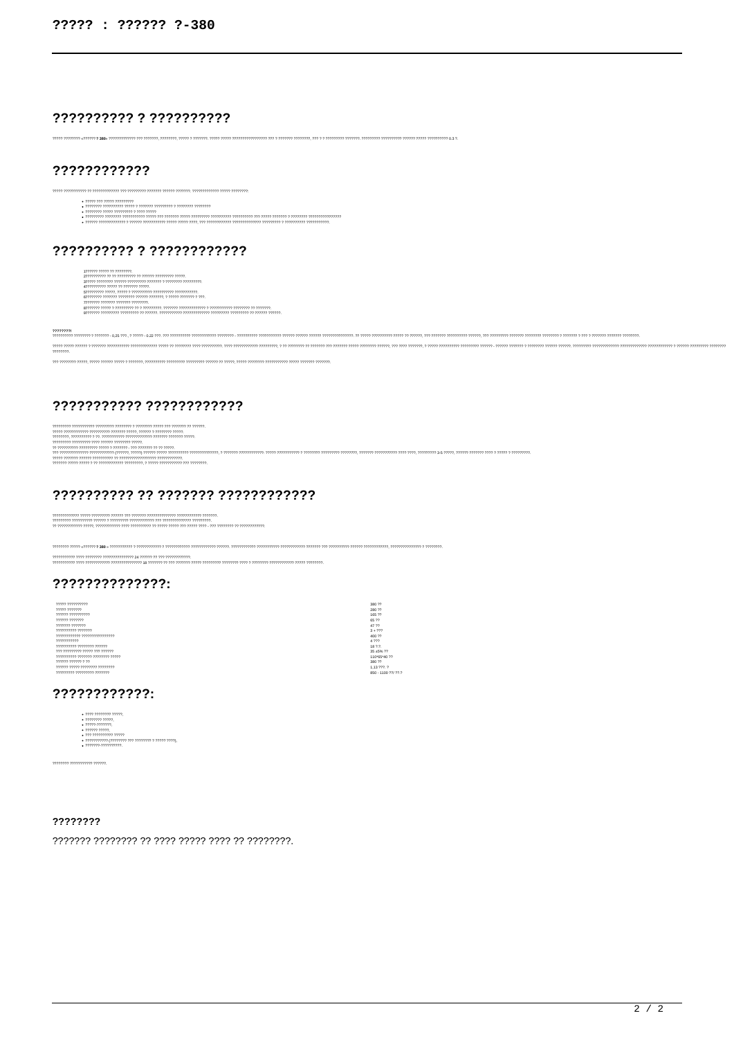## ?????????? ? ??????????

????? ???????? «?????? ? 380» ????????????? ??? ???????, ????????, ????? ? ???????. ????? ????? ???????????????? ??? ? ??????? ????????, ??? ? ? ????????? ???????, ????????? ?????????? ?????? ????? ?????????? 0,1 ?.

## ????????????

????? ??????????? ?? ???????????? ??? ????????? ??????? ??????? ?????? ???????, ????????????? ????? ????????:

- ????? ??? ????? ?????????
- ???????? ?????????? ????? ? ??????? ????????? ? ???????? ????????
- ???????? ????? ????????? ? ????? ?????
- ????????? ???????? ??????????? ????? ??? ??????? ????? ????????? ?????????? ?????????? ??? ????? ??????? ? ????????? ????????????????
- ?????? ????????????? ? ?????? ??????????? ????? ????? ????, ??? ???????????? ??????????????? ????????? ? ?????????? ???????????.

## ?????????? ? ????????????

1?????? ????? ?? ????????.
2?????????? ?? ?? ????????? ?? ?????? ????????? ?????.
3????? ???????? ?????? ????????? ??????? ? ???????? ?????????.
4?????????? ????? ?? ??????? ?????.
5????????? ?????, ????? ? ?????????? ?????????? ???????????.
6???????? ??????? ???????? ?????? ???????, ? ????? ??????? ? ???.
7??????? ??????? ??????? ????????.
8??????? ????? ? ????????? ?? ? ?????????, ??????? ????????????? ? ??????????? ???????? ?? ???????.
9??????? ????????? ????????? ?? ??????, ??????????? ????????????? ????????? ????????? ?? ?????? ??????.

**????????!**
?????????? ???????? ? ??????? - 0,15 ???., ? ????? - 0,22 ???.

## ??????????? ????????????

## ?????????? ?? ??????? ????????????

????????? ????? «?????? ? 380» ...

??????????? ???? ???????? ??????????????? 24 ?????? ?? ??? ????????????.
??????????? ???? ???????????? ??????????????? 18 ??????? ?? ??? ??????? ?????...

## ??????????????:

| | |
|---|---|
| ????? ?????????? | 380 ?? |
| ????? ??????? | 280 ?? |
| ?????? ?????????? | 165 ?? |
| ?????? ??????? | 65 ?? |
| ??????? ??????? | 47 ?? |
| ?????????? ??????? | 3 + ??? |
| ??????????? ???????????????? | 400 ?? |
| ?????????? | 4 ??? |
| ????????? ???????? ?????? | 18 ?.?. |
| ??? ????????? ????? ??? ?????? | 35 ±5% ?? |
| ?????????? ??????? ???????? ????? | 110*65*40 ?? |
| ?????? ?????? ? ?? | 380 ?? |
| ?????? ????? ???????? ???????? | 1.13 ???. ? |
| ????????? ????????? ??????? | 850 - 1100 ??/ ??.? |

## ????????????:

- ???? ???????? ?????.
- ???????? ?????.
- ?????-???????.
- ?????? ?????.
- ??? ?????????? ?????
- ??????????? (???????? ??? ???????? ? ????? ????).
- ???????-??????????.

???????? ?????????? ??????.

**????????**

??????? ???????? ?? ???? ????? ???? ?? ????????.